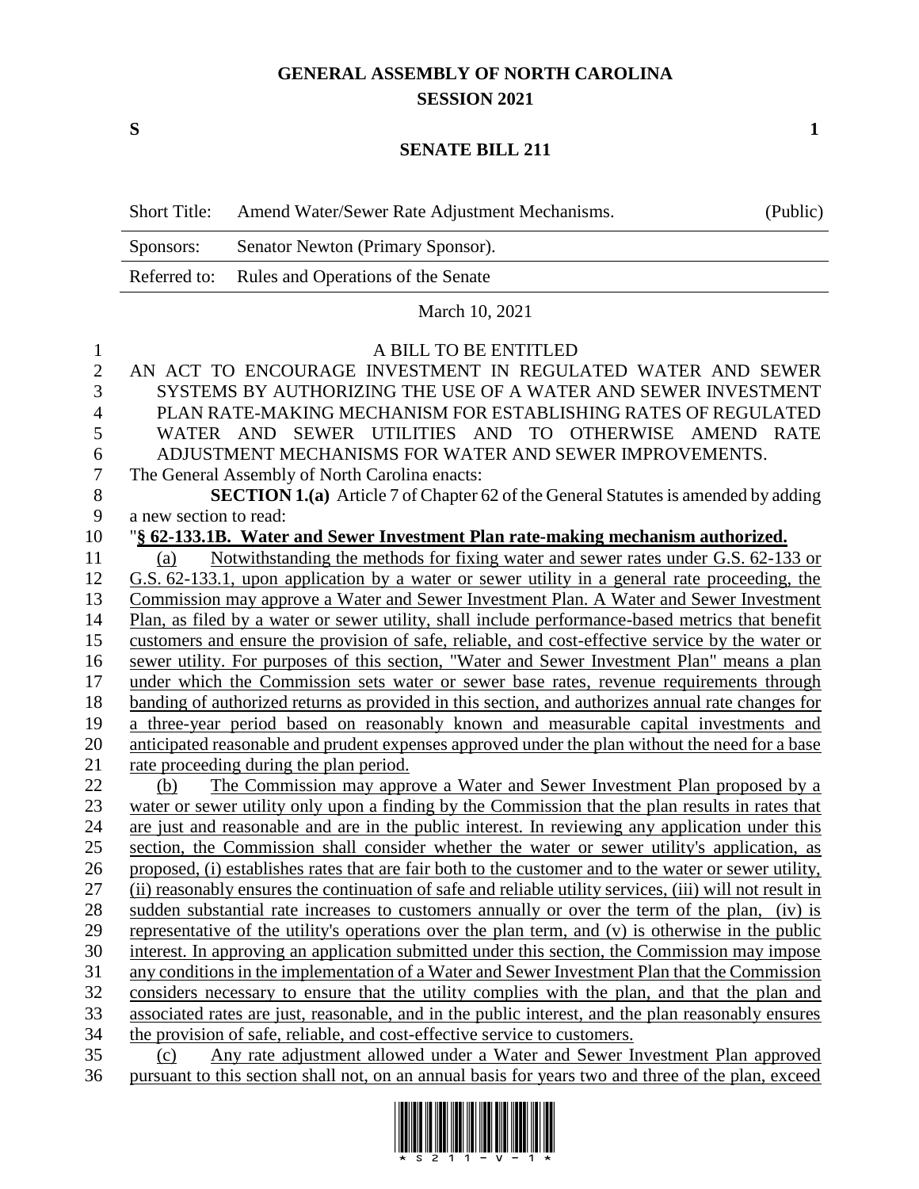# GENERAL ASSEMBLY OF NORTH CAROLINA
## SESSION 2021

**S** **1**

## SENATE BILL 211

| Short Title: | Amend Water/Sewer Rate Adjustment Mechanisms. | (Public) |
|---|---|---|
| Sponsors: | Senator Newton (Primary Sponsor). | |
| Referred to: | Rules and Operations of the Senate | |

March 10, 2021

A BILL TO BE ENTITLED

AN ACT TO ENCOURAGE INVESTMENT IN REGULATED WATER AND SEWER SYSTEMS BY AUTHORIZING THE USE OF A WATER AND SEWER INVESTMENT PLAN RATE-MAKING MECHANISM FOR ESTABLISHING RATES OF REGULATED WATER AND SEWER UTILITIES AND TO OTHERWISE AMEND RATE ADJUSTMENT MECHANISMS FOR WATER AND SEWER IMPROVEMENTS.

The General Assembly of North Carolina enacts:

**SECTION 1.(a)** Article 7 of Chapter 62 of the General Statutes is amended by adding a new section to read:

"**§ 62-133.1B. Water and Sewer Investment Plan rate-making mechanism authorized.**

(a) Notwithstanding the methods for fixing water and sewer rates under G.S. 62-133 or G.S. 62-133.1, upon application by a water or sewer utility in a general rate proceeding, the Commission may approve a Water and Sewer Investment Plan. A Water and Sewer Investment Plan, as filed by a water or sewer utility, shall include performance-based metrics that benefit customers and ensure the provision of safe, reliable, and cost-effective service by the water or sewer utility. For purposes of this section, "Water and Sewer Investment Plan" means a plan under which the Commission sets water or sewer base rates, revenue requirements through banding of authorized returns as provided in this section, and authorizes annual rate changes for a three-year period based on reasonably known and measurable capital investments and anticipated reasonable and prudent expenses approved under the plan without the need for a base rate proceeding during the plan period.

(b) The Commission may approve a Water and Sewer Investment Plan proposed by a water or sewer utility only upon a finding by the Commission that the plan results in rates that are just and reasonable and are in the public interest. In reviewing any application under this section, the Commission shall consider whether the water or sewer utility's application, as proposed, (i) establishes rates that are fair both to the customer and to the water or sewer utility, (ii) reasonably ensures the continuation of safe and reliable utility services, (iii) will not result in sudden substantial rate increases to customers annually or over the term of the plan, (iv) is representative of the utility's operations over the plan term, and (v) is otherwise in the public interest. In approving an application submitted under this section, the Commission may impose any conditions in the implementation of a Water and Sewer Investment Plan that the Commission considers necessary to ensure that the utility complies with the plan, and that the plan and associated rates are just, reasonable, and in the public interest, and the plan reasonably ensures the provision of safe, reliable, and cost-effective service to customers.

(c) Any rate adjustment allowed under a Water and Sewer Investment Plan approved pursuant to this section shall not, on an annual basis for years two and three of the plan, exceed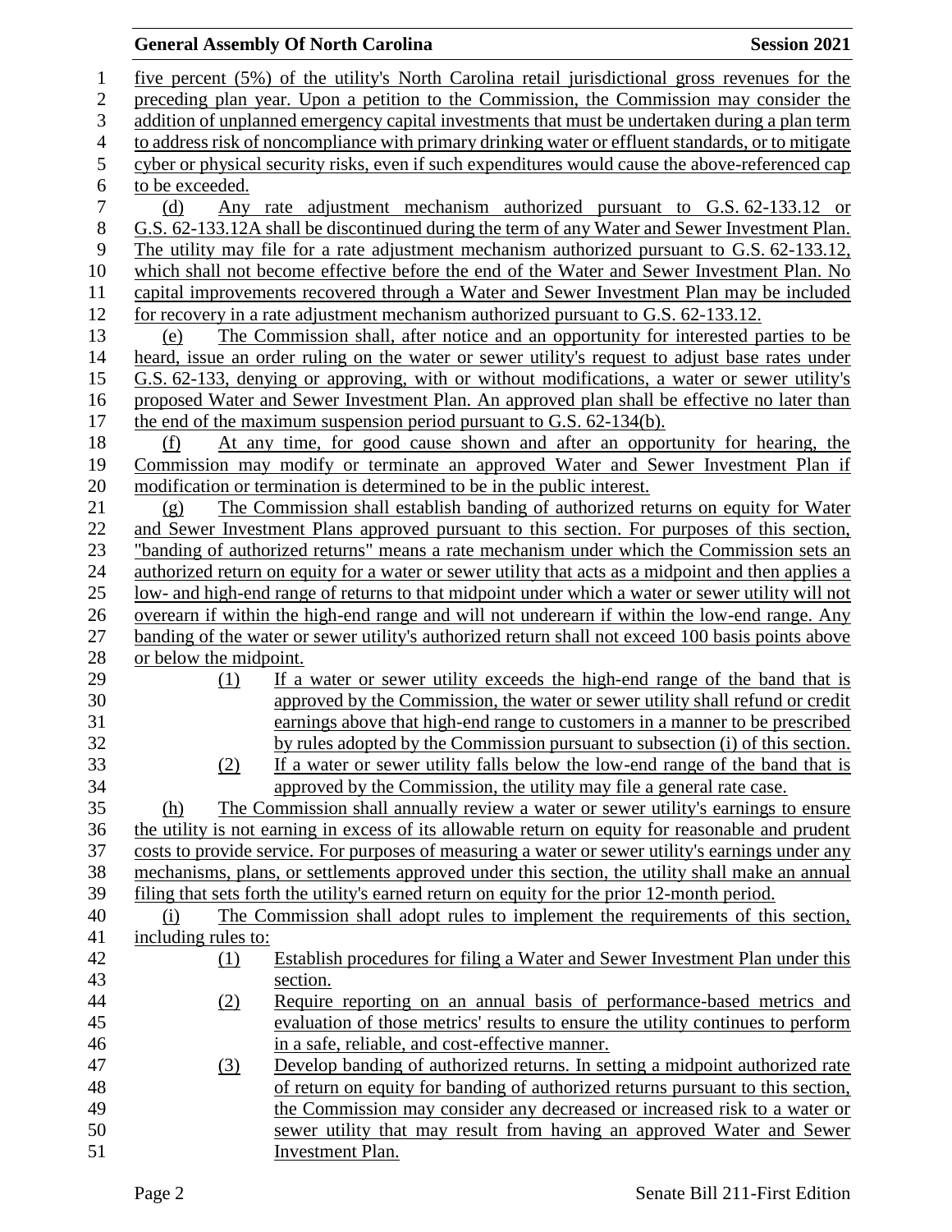five percent (5%) of the utility's North Carolina retail jurisdictional gross revenues for the preceding plan year. Upon a petition to the Commission, the Commission may consider the addition of unplanned emergency capital investments that must be undertaken during a plan term to address risk of noncompliance with primary drinking water or effluent standards, or to mitigate cyber or physical security risks, even if such expenditures would cause the above-referenced cap to be exceeded.

(d) Any rate adjustment mechanism authorized pursuant to G.S. 62-133.12 or G.S. 62-133.12A shall be discontinued during the term of any Water and Sewer Investment Plan. The utility may file for a rate adjustment mechanism authorized pursuant to G.S. 62-133.12, which shall not become effective before the end of the Water and Sewer Investment Plan. No capital improvements recovered through a Water and Sewer Investment Plan may be included for recovery in a rate adjustment mechanism authorized pursuant to G.S. 62-133.12.

(e) The Commission shall, after notice and an opportunity for interested parties to be heard, issue an order ruling on the water or sewer utility's request to adjust base rates under G.S. 62-133, denying or approving, with or without modifications, a water or sewer utility's proposed Water and Sewer Investment Plan. An approved plan shall be effective no later than the end of the maximum suspension period pursuant to G.S. 62-134(b).

(f) At any time, for good cause shown and after an opportunity for hearing, the Commission may modify or terminate an approved Water and Sewer Investment Plan if modification or termination is determined to be in the public interest.

(g) The Commission shall establish banding of authorized returns on equity for Water and Sewer Investment Plans approved pursuant to this section. For purposes of this section, "banding of authorized returns" means a rate mechanism under which the Commission sets an authorized return on equity for a water or sewer utility that acts as a midpoint and then applies a low- and high-end range of returns to that midpoint under which a water or sewer utility will not overearn if within the high-end range and will not underearn if within the low-end range. Any banding of the water or sewer utility's authorized return shall not exceed 100 basis points above or below the midpoint.

(1) If a water or sewer utility exceeds the high-end range of the band that is approved by the Commission, the water or sewer utility shall refund or credit earnings above that high-end range to customers in a manner to be prescribed by rules adopted by the Commission pursuant to subsection (i) of this section.

(2) If a water or sewer utility falls below the low-end range of the band that is approved by the Commission, the utility may file a general rate case.

(h) The Commission shall annually review a water or sewer utility's earnings to ensure the utility is not earning in excess of its allowable return on equity for reasonable and prudent costs to provide service. For purposes of measuring a water or sewer utility's earnings under any mechanisms, plans, or settlements approved under this section, the utility shall make an annual filing that sets forth the utility's earned return on equity for the prior 12-month period.

(i) The Commission shall adopt rules to implement the requirements of this section, including rules to:

(1) Establish procedures for filing a Water and Sewer Investment Plan under this section.

(2) Require reporting on an annual basis of performance-based metrics and evaluation of those metrics' results to ensure the utility continues to perform in a safe, reliable, and cost-effective manner.

(3) Develop banding of authorized returns. In setting a midpoint authorized rate of return on equity for banding of authorized returns pursuant to this section, the Commission may consider any decreased or increased risk to a water or sewer utility that may result from having an approved Water and Sewer Investment Plan.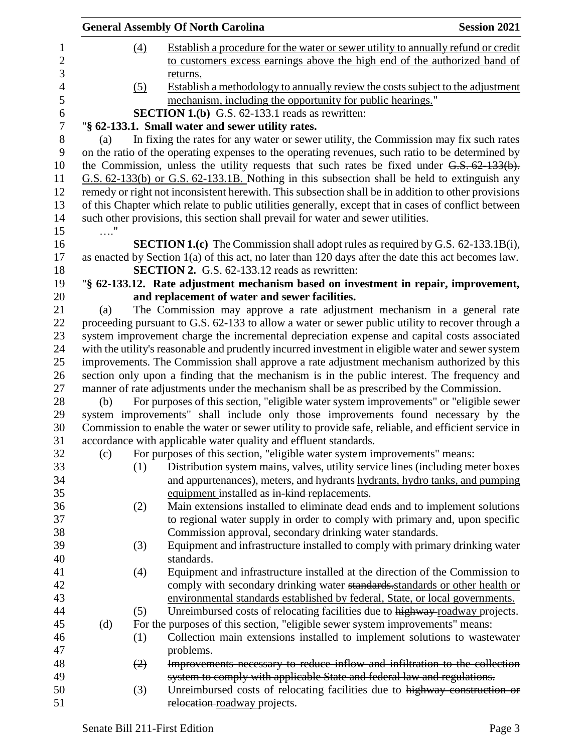(4) Establish a procedure for the water or sewer utility to annually refund or credit to customers excess earnings above the high end of the authorized band of returns.

(5) Establish a methodology to annually review the costs subject to the adjustment mechanism, including the opportunity for public hearings."

**SECTION 1.(b)** G.S. 62-133.1 reads as rewritten:

"**§ 62-133.1. Small water and sewer utility rates.**

(a) In fixing the rates for any water or sewer utility, the Commission may fix such rates on the ratio of the operating expenses to the operating revenues, such ratio to be determined by the Commission, unless the utility requests that such rates be fixed under ~~G.S. 62-133(b).~~ G.S. 62-133(b) or G.S. 62-133.1B. Nothing in this subsection shall be held to extinguish any remedy or right not inconsistent herewith. This subsection shall be in addition to other provisions of this Chapter which relate to public utilities generally, except that in cases of conflict between such other provisions, this section shall prevail for water and sewer utilities.

…."

**SECTION 1.(c)** The Commission shall adopt rules as required by G.S. 62-133.1B(i), as enacted by Section 1(a) of this act, no later than 120 days after the date this act becomes law.

**SECTION 2.** G.S. 62-133.12 reads as rewritten:

"**§ 62-133.12. Rate adjustment mechanism based on investment in repair, improvement, and replacement of water and sewer facilities.**

(a) The Commission may approve a rate adjustment mechanism in a general rate proceeding pursuant to G.S. 62-133 to allow a water or sewer public utility to recover through a system improvement charge the incremental depreciation expense and capital costs associated with the utility's reasonable and prudently incurred investment in eligible water and sewer system improvements. The Commission shall approve a rate adjustment mechanism authorized by this section only upon a finding that the mechanism is in the public interest. The frequency and manner of rate adjustments under the mechanism shall be as prescribed by the Commission.

(b) For purposes of this section, "eligible water system improvements" or "eligible sewer system improvements" shall include only those improvements found necessary by the Commission to enable the water or sewer utility to provide safe, reliable, and efficient service in accordance with applicable water quality and effluent standards.

(c) For purposes of this section, "eligible water system improvements" means:

(1) Distribution system mains, valves, utility service lines (including meter boxes and appurtenances), meters, ~~and hydrants~~ hydrants, hydro tanks, and pumping equipment installed as ~~in-kind~~ replacements.

(2) Main extensions installed to eliminate dead ends and to implement solutions to regional water supply in order to comply with primary and, upon specific Commission approval, secondary drinking water standards.

(3) Equipment and infrastructure installed to comply with primary drinking water standards.

(4) Equipment and infrastructure installed at the direction of the Commission to comply with secondary drinking water ~~standards.~~ standards or other health or environmental standards established by federal, State, or local governments.

(5) Unreimbursed costs of relocating facilities due to ~~highway~~ roadway projects.

(d) For the purposes of this section, "eligible sewer system improvements" means:

(1) Collection main extensions installed to implement solutions to wastewater problems.

~~(2) Improvements necessary to reduce inflow and infiltration to the collection system to comply with applicable State and federal law and regulations.~~

(3) Unreimbursed costs of relocating facilities due to ~~highway construction or relocation~~ roadway projects.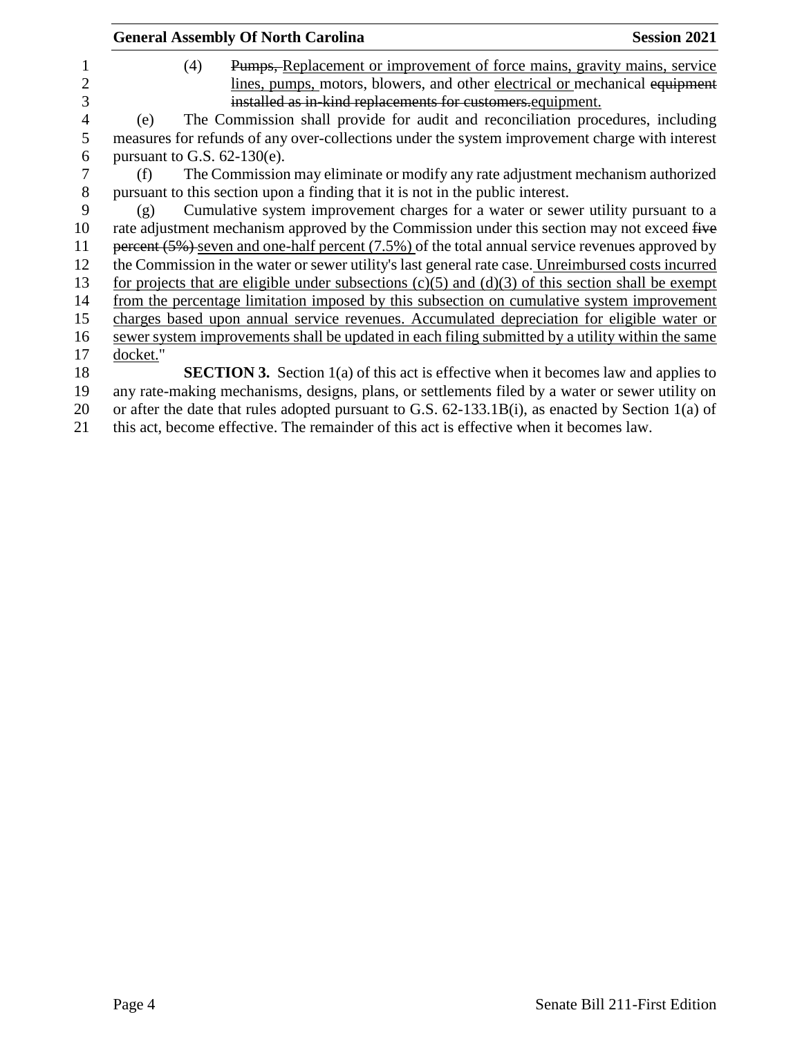(4) ~~Pumps,~~ Replacement or improvement of force mains, gravity mains, service lines, pumps, motors, blowers, and other electrical or mechanical ~~equipment installed as in-kind replacements for customers.~~equipment.

(e) The Commission shall provide for audit and reconciliation procedures, including measures for refunds of any over-collections under the system improvement charge with interest pursuant to G.S. 62-130(e).

(f) The Commission may eliminate or modify any rate adjustment mechanism authorized pursuant to this section upon a finding that it is not in the public interest.

(g) Cumulative system improvement charges for a water or sewer utility pursuant to a rate adjustment mechanism approved by the Commission under this section may not exceed ~~five percent (5%)~~ seven and one-half percent (7.5%) of the total annual service revenues approved by the Commission in the water or sewer utility's last general rate case. Unreimbursed costs incurred for projects that are eligible under subsections (c)(5) and (d)(3) of this section shall be exempt from the percentage limitation imposed by this subsection on cumulative system improvement charges based upon annual service revenues. Accumulated depreciation for eligible water or sewer system improvements shall be updated in each filing submitted by a utility within the same docket."

**SECTION 3.** Section 1(a) of this act is effective when it becomes law and applies to any rate-making mechanisms, designs, plans, or settlements filed by a water or sewer utility on or after the date that rules adopted pursuant to G.S. 62-133.1B(i), as enacted by Section 1(a) of this act, become effective. The remainder of this act is effective when it becomes law.